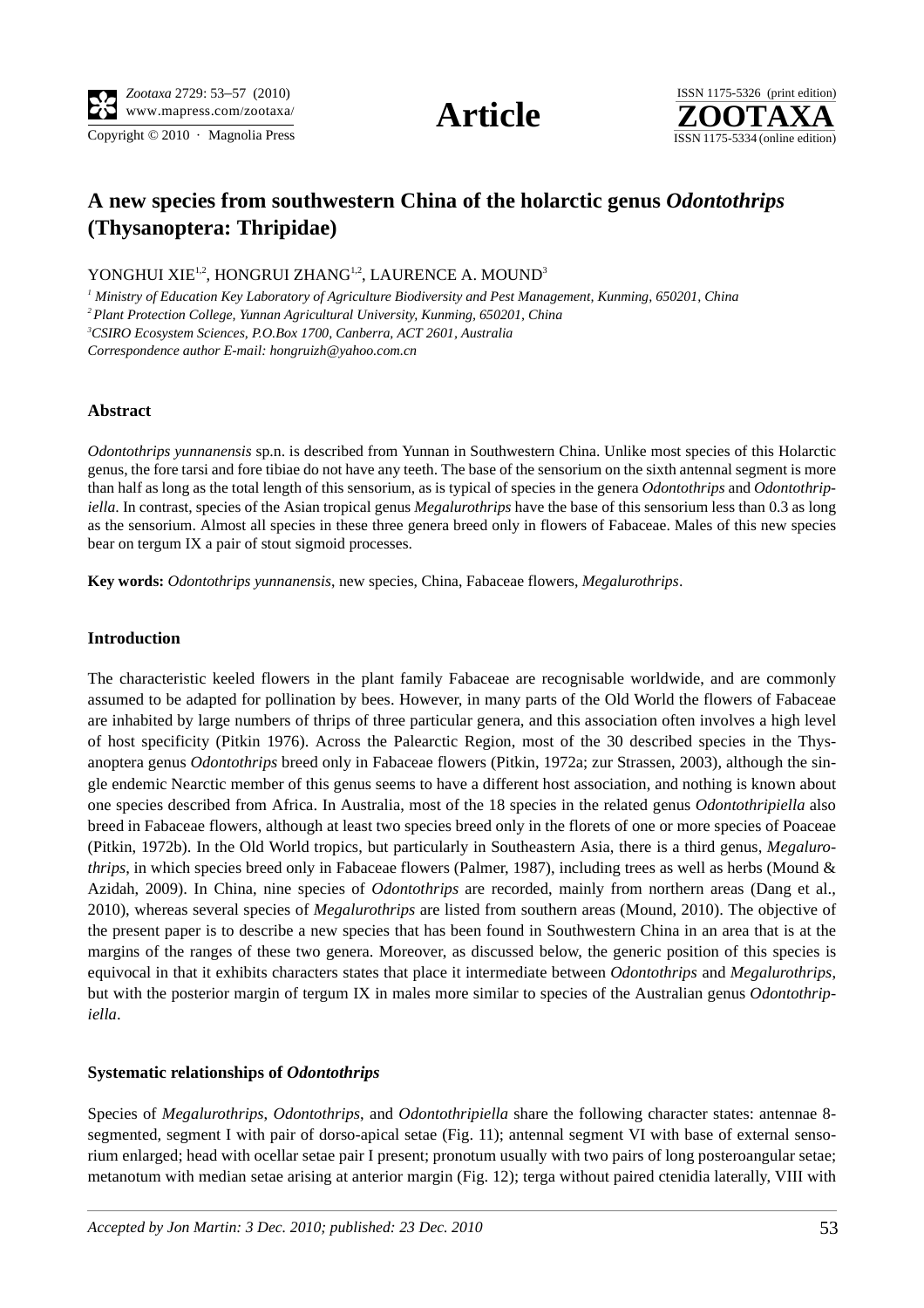# A new species from southwestern China of the holarctic genus *Odontothrips* (Thysanoptera: Thripidae)

YONGHUI XIE[1,2], HONGRUI ZHANG[1,2], LAURENCE A. MOUND[3]

[1] *Ministry of Education Key Laboratory of Agriculture Biodiversity and Pest Management, Kunming, 650201, China*

[2] *Plant Protection College, Yunnan Agricultural University, Kunming, 650201, China*

[3] *CSIRO Ecosystem Sciences, P.O.Box 1700, Canberra, ACT 2601, Australia*

*Correspondence author E-mail: hongruizh@yahoo.com.cn*

## Abstract

*Odontothrips yunnanensis* sp.n. is described from Yunnan in Southwestern China. Unlike most species of this Holarctic genus, the fore tarsi and fore tibiae do not have any teeth. The base of the sensorium on the sixth antennal segment is more than half as long as the total length of this sensorium, as is typical of species in the genera *Odontothrips* and *Odontothripiella*. In contrast, species of the Asian tropical genus *Megalurothrips* have the base of this sensorium less than 0.3 as long as the sensorium. Almost all species in these three genera breed only in flowers of Fabaceae. Males of this new species bear on tergum IX a pair of stout sigmoid processes.

**Key words:** *Odontothrips yunnanensis*, new species, China, Fabaceae flowers, *Megalurothrips*.

## Introduction

The characteristic keeled flowers in the plant family Fabaceae are recognisable worldwide, and are commonly assumed to be adapted for pollination by bees. However, in many parts of the Old World the flowers of Fabaceae are inhabited by large numbers of thrips of three particular genera, and this association often involves a high level of host specificity (Pitkin 1976). Across the Palearctic Region, most of the 30 described species in the Thysanoptera genus *Odontothrips* breed only in Fabaceae flowers (Pitkin, 1972a; zur Strassen, 2003), although the single endemic Nearctic member of this genus seems to have a different host association, and nothing is known about one species described from Africa. In Australia, most of the 18 species in the related genus *Odontothripiella* also breed in Fabaceae flowers, although at least two species breed only in the florets of one or more species of Poaceae (Pitkin, 1972b). In the Old World tropics, but particularly in Southeastern Asia, there is a third genus, *Megalurothrips*, in which species breed only in Fabaceae flowers (Palmer, 1987), including trees as well as herbs (Mound & Azidah, 2009). In China, nine species of *Odontothrips* are recorded, mainly from northern areas (Dang et al., 2010), whereas several species of *Megalurothrips* are listed from southern areas (Mound, 2010). The objective of the present paper is to describe a new species that has been found in Southwestern China in an area that is at the margins of the ranges of these two genera. Moreover, as discussed below, the generic position of this species is equivocal in that it exhibits characters states that place it intermediate between *Odontothrips* and *Megalurothrips*, but with the posterior margin of tergum IX in males more similar to species of the Australian genus *Odontothripiella*.

## Systematic relationships of *Odontothrips*

Species of *Megalurothrips*, *Odontothrips*, and *Odontothripiella* share the following character states: antennae 8-segmented, segment I with pair of dorso-apical setae (Fig. 11); antennal segment VI with base of external sensorium enlarged; head with ocellar setae pair I present; pronotum usually with two pairs of long posteroangular setae; metanotum with median setae arising at anterior margin (Fig. 12); terga without paired ctenidia laterally, VIII with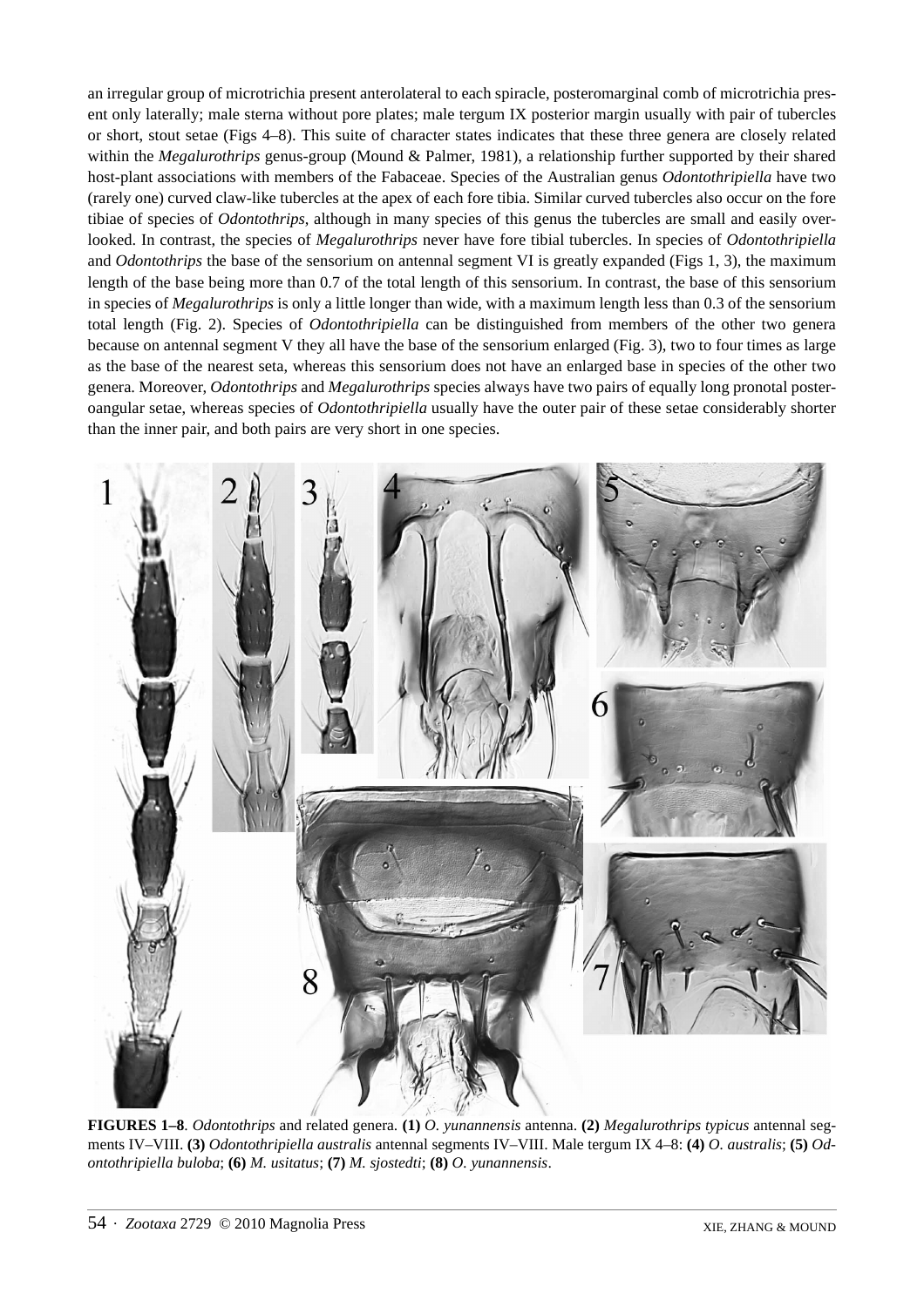an irregular group of microtrichia present anterolateral to each spiracle, posteromarginal comb of microtrichia present only laterally; male sterna without pore plates; male tergum IX posterior margin usually with pair of tubercles or short, stout setae (Figs 4–8). This suite of character states indicates that these three genera are closely related within the *Megalurothrips* genus-group (Mound & Palmer, 1981), a relationship further supported by their shared host-plant associations with members of the Fabaceae. Species of the Australian genus *Odontothripiella* have two (rarely one) curved claw-like tubercles at the apex of each fore tibia. Similar curved tubercles also occur on the fore tibiae of species of *Odontothrips*, although in many species of this genus the tubercles are small and easily overlooked. In contrast, the species of *Megalurothrips* never have fore tibial tubercles. In species of *Odontothripiella* and *Odontothrips* the base of the sensorium on antennal segment VI is greatly expanded (Figs 1, 3), the maximum length of the base being more than 0.7 of the total length of this sensorium. In contrast, the base of this sensorium in species of *Megalurothrips* is only a little longer than wide, with a maximum length less than 0.3 of the sensorium total length (Fig. 2). Species of *Odontothripiella* can be distinguished from members of the other two genera because on antennal segment V they all have the base of the sensorium enlarged (Fig. 3), two to four times as large as the base of the nearest seta, whereas this sensorium does not have an enlarged base in species of the other two genera. Moreover, *Odontothrips* and *Megalurothrips* species always have two pairs of equally long pronotal posteroangular setae, whereas species of *Odontothripiella* usually have the outer pair of these setae considerably shorter than the inner pair, and both pairs are very short in one species.

**FIGURES 1–8**. *Odontothrips* and related genera. **(1)** *O. yunannensis* antenna. **(2)** *Megalurothrips typicus* antennal segments IV–VIII. **(3)** *Odontothripiella australis* antennal segments IV–VIII. Male tergum IX 4–8: **(4)** *O. australis*; **(5)** *Odontothripiella buloba*; **(6)** *M. usitatus*; **(7)** *M. sjostedti*; **(8)** *O. yunannensis*.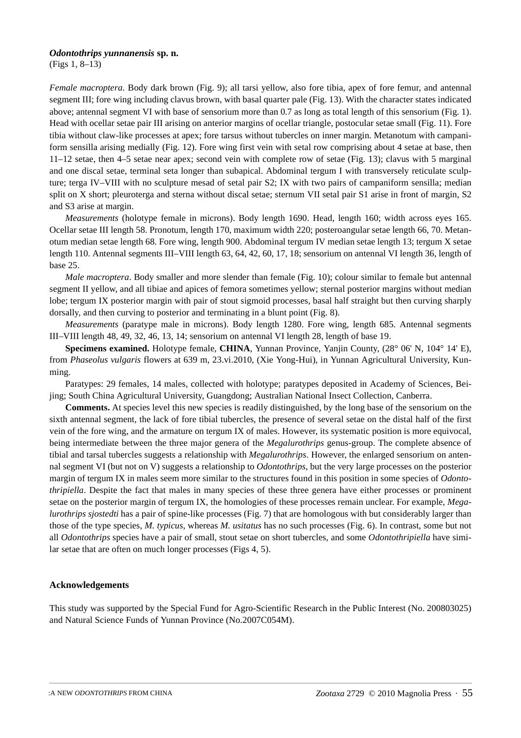### *Odontothrips yunnanensis* sp. n.

(Figs 1, 8–13)

*Female macroptera*. Body dark brown (Fig. 9); all tarsi yellow, also fore tibia, apex of fore femur, and antennal segment III; fore wing including clavus brown, with basal quarter pale (Fig. 13). With the character states indicated above; antennal segment VI with base of sensorium more than 0.7 as long as total length of this sensorium (Fig. 1). Head with ocellar setae pair III arising on anterior margins of ocellar triangle, postocular setae small (Fig. 11). Fore tibia without claw-like processes at apex; fore tarsus without tubercles on inner margin. Metanotum with campaniform sensilla arising medially (Fig. 12). Fore wing first vein with setal row comprising about 4 setae at base, then 11–12 setae, then 4–5 setae near apex; second vein with complete row of setae (Fig. 13); clavus with 5 marginal and one discal setae, terminal seta longer than subapical. Abdominal tergum I with transversely reticulate sculpture; terga IV–VIII with no sculpture mesad of setal pair S2; IX with two pairs of campaniform sensilla; median split on X short; pleuroterga and sterna without discal setae; sternum VII setal pair S1 arise in front of margin, S2 and S3 arise at margin.

*Measurements* (holotype female in microns). Body length 1690. Head, length 160; width across eyes 165. Ocellar setae III length 58. Pronotum, length 170, maximum width 220; posteroangular setae length 66, 70. Metanotum median setae length 68. Fore wing, length 900. Abdominal tergum IV median setae length 13; tergum X setae length 110. Antennal segments III–VIII length 63, 64, 42, 60, 17, 18; sensorium on antennal VI length 36, length of base 25.

*Male macroptera*. Body smaller and more slender than female (Fig. 10); colour similar to female but antennal segment II yellow, and all tibiae and apices of femora sometimes yellow; sternal posterior margins without median lobe; tergum IX posterior margin with pair of stout sigmoid processes, basal half straight but then curving sharply dorsally, and then curving to posterior and terminating in a blunt point (Fig. 8).

*Measurements* (paratype male in microns). Body length 1280. Fore wing, length 685. Antennal segments III–VIII length 48, 49, 32, 46, 13, 14; sensorium on antennal VI length 28, length of base 19.

**Specimens examined.** Holotype female, **CHINA**, Yunnan Province, Yanjin County, (28° 06' N, 104° 14' E), from *Phaseolus vulgaris* flowers at 639 m, 23.vi.2010, (Xie Yong-Hui), in Yunnan Agricultural University, Kunming.

Paratypes: 29 females, 14 males, collected with holotype; paratypes deposited in Academy of Sciences, Beijing; South China Agricultural University, Guangdong; Australian National Insect Collection, Canberra.

**Comments.** At species level this new species is readily distinguished, by the long base of the sensorium on the sixth antennal segment, the lack of fore tibial tubercles, the presence of several setae on the distal half of the first vein of the fore wing, and the armature on tergum IX of males. However, its systematic position is more equivocal, being intermediate between the three major genera of the *Megalurothrips* genus-group. The complete absence of tibial and tarsal tubercles suggests a relationship with *Megalurothrips*. However, the enlarged sensorium on antennal segment VI (but not on V) suggests a relationship to *Odontothrips*, but the very large processes on the posterior margin of tergum IX in males seem more similar to the structures found in this position in some species of *Odontothripiella*. Despite the fact that males in many species of these three genera have either processes or prominent setae on the posterior margin of tergum IX, the homologies of these processes remain unclear. For example, *Megalurothrips sjostedti* has a pair of spine-like processes (Fig. 7) that are homologous with but considerably larger than those of the type species, *M. typicus*, whereas *M. usitatus* has no such processes (Fig. 6). In contrast, some but not all *Odontothrips* species have a pair of small, stout setae on short tubercles, and some *Odontothripiella* have similar setae that are often on much longer processes (Figs 4, 5).

## Acknowledgements

This study was supported by the Special Fund for Agro-Scientific Research in the Public Interest (No. 200803025) and Natural Science Funds of Yunnan Province (No.2007C054M).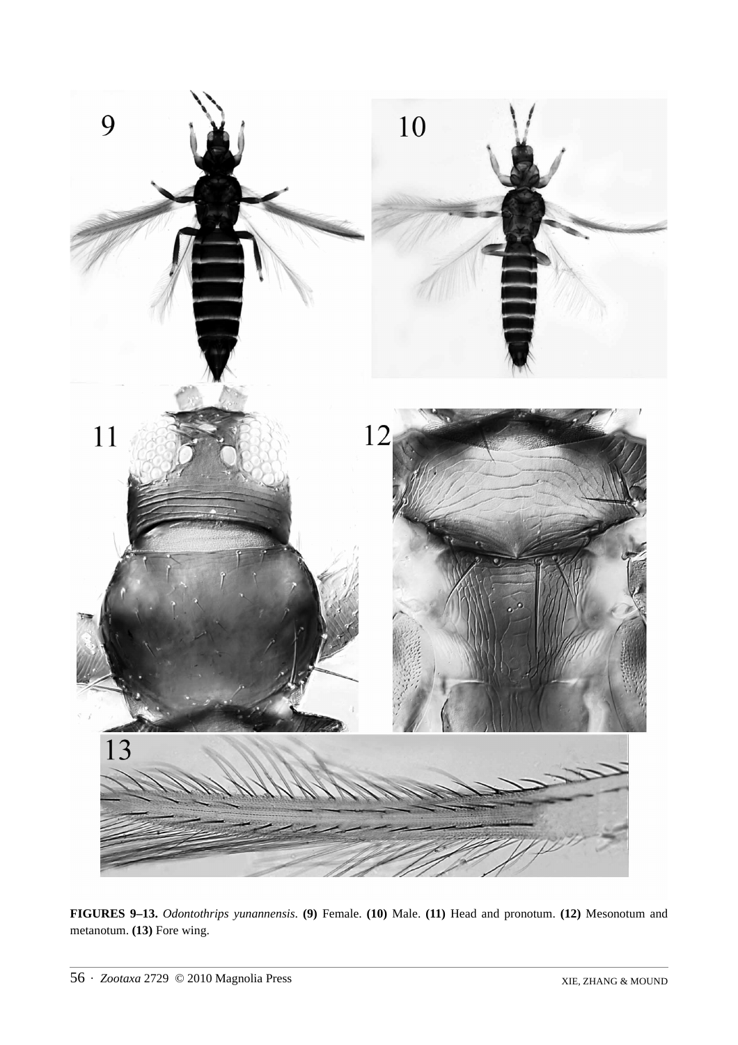**FIGURES 9–13.** *Odontothrips yunannensis*. **(9)** Female. **(10)** Male. **(11)** Head and pronotum. **(12)** Mesonotum and metanotum. **(13)** Fore wing.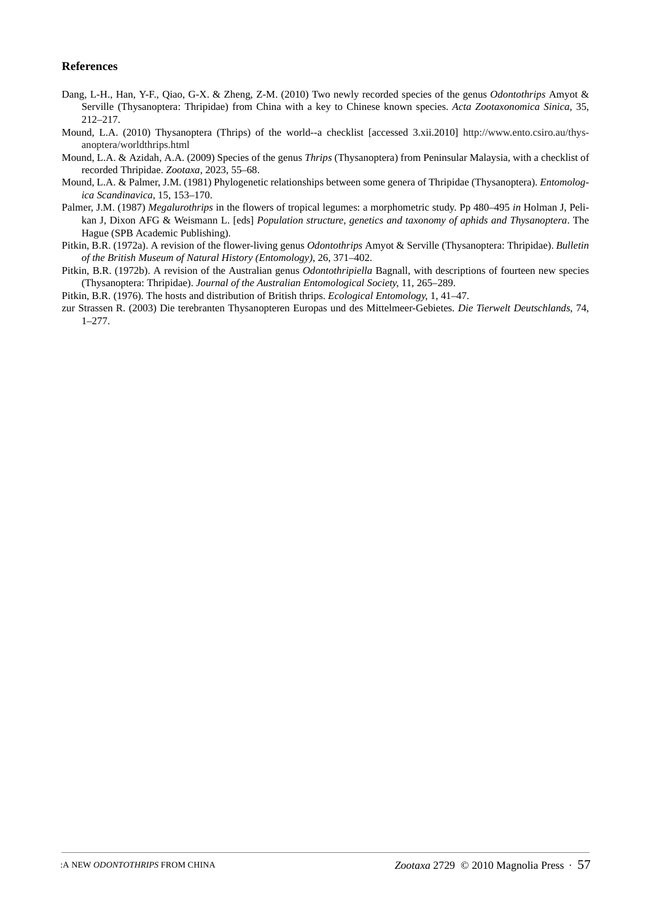## References

Dang, L-H., Han, Y-F., Qiao, G-X. & Zheng, Z-M. (2010) Two newly recorded species of the genus *Odontothrips* Amyot & Serville (Thysanoptera: Thripidae) from China with a key to Chinese known species. *Acta Zootaxonomica Sinica*, 35, 212–217.

Mound, L.A. (2010) Thysanoptera (Thrips) of the world--a checklist [accessed 3.xii.2010] http://www.ento.csiro.au/thysanoptera/worldthrips.html

Mound, L.A. & Azidah, A.A. (2009) Species of the genus *Thrips* (Thysanoptera) from Peninsular Malaysia, with a checklist of recorded Thripidae. *Zootaxa*, 2023, 55–68.

Mound, L.A. & Palmer, J.M. (1981) Phylogenetic relationships between some genera of Thripidae (Thysanoptera). *Entomologica Scandinavica*, 15, 153–170.

Palmer, J.M. (1987) *Megalurothrips* in the flowers of tropical legumes: a morphometric study. Pp 480–495 *in* Holman J, Pelikan J, Dixon AFG & Weismann L. [eds] *Population structure, genetics and taxonomy of aphids and Thysanoptera*. The Hague (SPB Academic Publishing).

Pitkin, B.R. (1972a). A revision of the flower-living genus *Odontothrips* Amyot & Serville (Thysanoptera: Thripidae). *Bulletin of the British Museum of Natural History (Entomology)*, 26, 371–402.

Pitkin, B.R. (1972b). A revision of the Australian genus *Odontothripiella* Bagnall, with descriptions of fourteen new species (Thysanoptera: Thripidae). *Journal of the Australian Entomological Society*, 11, 265–289.

Pitkin, B.R. (1976). The hosts and distribution of British thrips. *Ecological Entomology*, 1, 41–47.

zur Strassen R. (2003) Die terebranten Thysanopteren Europas und des Mittelmeer-Gebietes. *Die Tierwelt Deutschlands*, 74, 1–277.